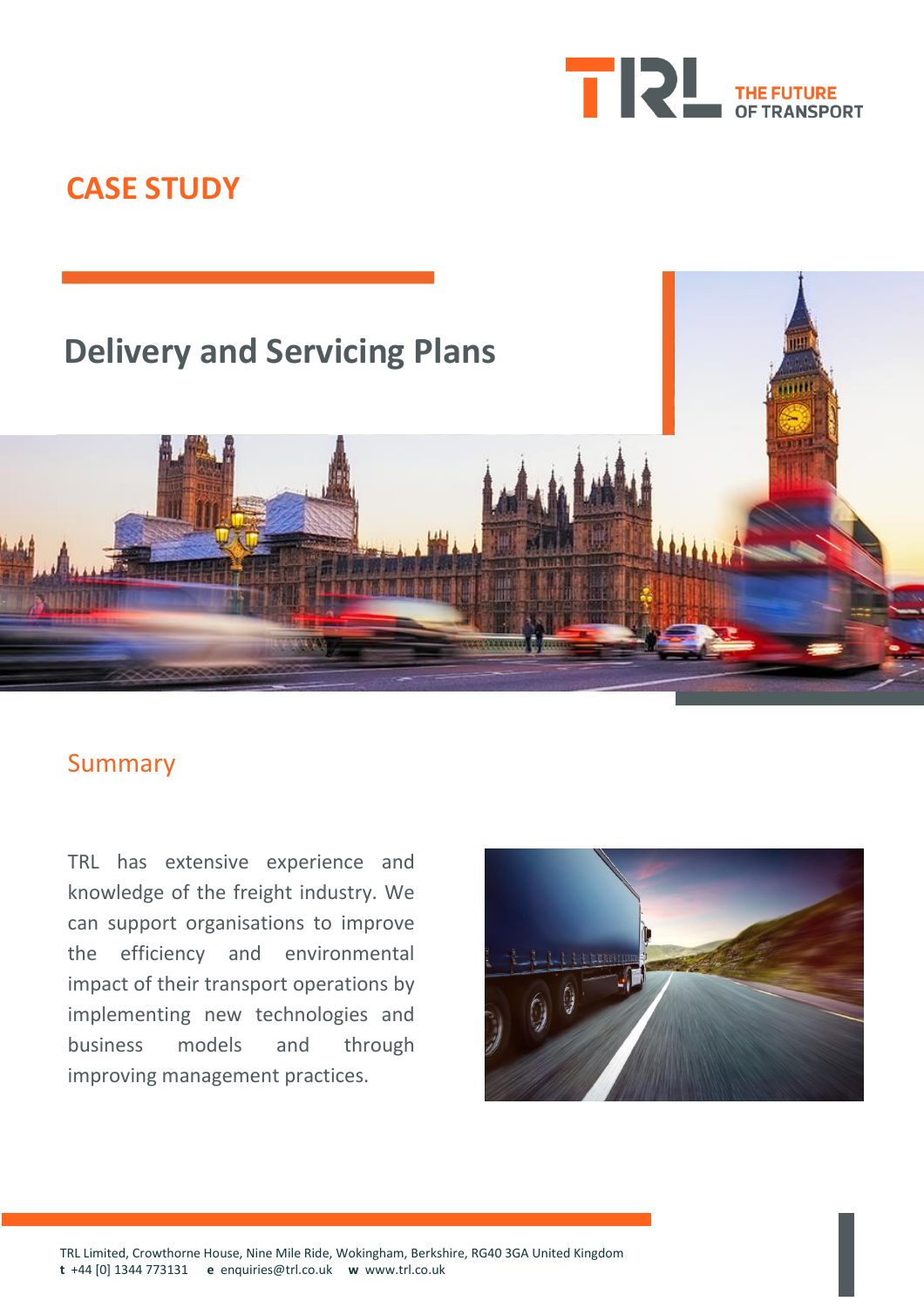TRL THE FUTURE OF TRANSPORT

# CASE STUDY

# Delivery and Servicing Plans

## Summary

TRL has extensive experience and knowledge of the freight industry. We can support organisations to improve the efficiency and environmental impact of their transport operations by implementing new technologies and business models and through improving management practices.

TRL Limited, Crowthorne House, Nine Mile Ride, Wokingham, Berkshire, RG40 3GA United Kingdom
**t** +44 [0] 1344 773131 **e** enquiries@trl.co.uk **w** www.trl.co.uk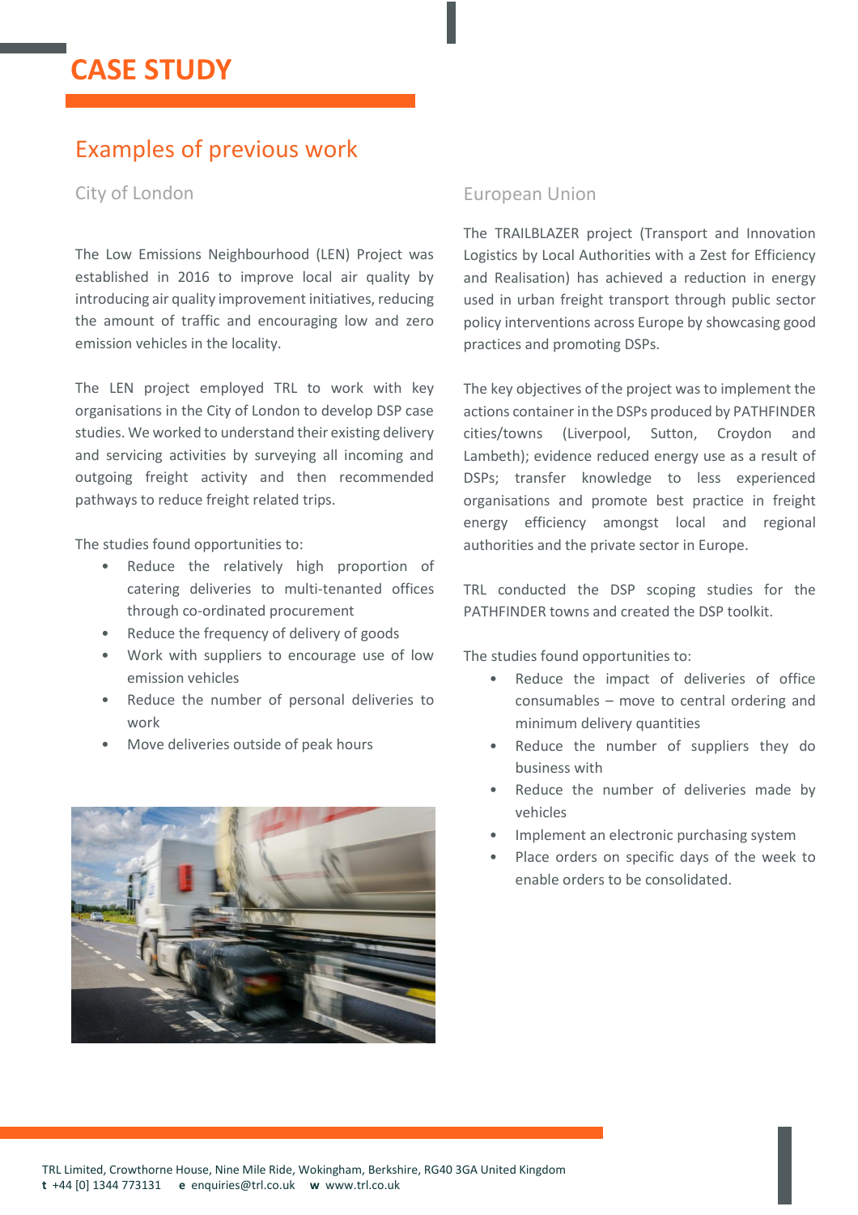# CASE STUDY

## Examples of previous work

### City of London

The Low Emissions Neighbourhood (LEN) Project was established in 2016 to improve local air quality by introducing air quality improvement initiatives, reducing the amount of traffic and encouraging low and zero emission vehicles in the locality.

The LEN project employed TRL to work with key organisations in the City of London to develop DSP case studies. We worked to understand their existing delivery and servicing activities by surveying all incoming and outgoing freight activity and then recommended pathways to reduce freight related trips.

The studies found opportunities to:

- Reduce the relatively high proportion of catering deliveries to multi-tenanted offices through co-ordinated procurement
- Reduce the frequency of delivery of goods
- Work with suppliers to encourage use of low emission vehicles
- Reduce the number of personal deliveries to work
- Move deliveries outside of peak hours

### European Union

The TRAILBLAZER project (Transport and Innovation Logistics by Local Authorities with a Zest for Efficiency and Realisation) has achieved a reduction in energy used in urban freight transport through public sector policy interventions across Europe by showcasing good practices and promoting DSPs.

The key objectives of the project was to implement the actions container in the DSPs produced by PATHFINDER cities/towns (Liverpool, Sutton, Croydon and Lambeth); evidence reduced energy use as a result of DSPs; transfer knowledge to less experienced organisations and promote best practice in freight energy efficiency amongst local and regional authorities and the private sector in Europe.

TRL conducted the DSP scoping studies for the PATHFINDER towns and created the DSP toolkit.

The studies found opportunities to:

- Reduce the impact of deliveries of office consumables – move to central ordering and minimum delivery quantities
- Reduce the number of suppliers they do business with
- Reduce the number of deliveries made by vehicles
- Implement an electronic purchasing system
- Place orders on specific days of the week to enable orders to be consolidated.

TRL Limited, Crowthorne House, Nine Mile Ride, Wokingham, Berkshire, RG40 3GA United Kingdom
**t** +44 [0] 1344 773131 **e** enquiries@trl.co.uk **w** www.trl.co.uk